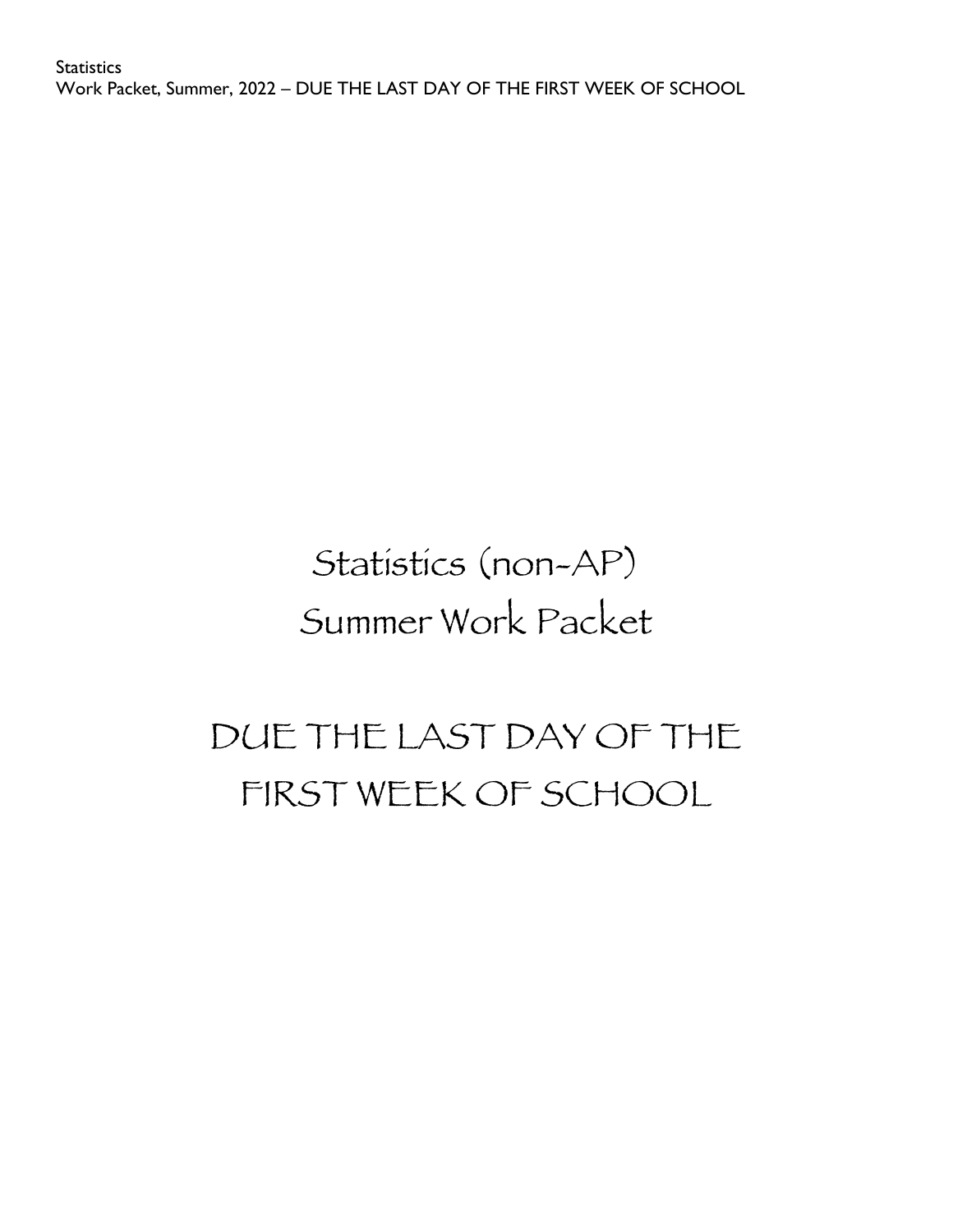Statistics
Work Packet, Summer, 2022 – DUE THE LAST DAY OF THE FIRST WEEK OF SCHOOL

# Statistics (non-AP) Summer Work Packet

# DUE THE LAST DAY OF THE FIRST WEEK OF SCHOOL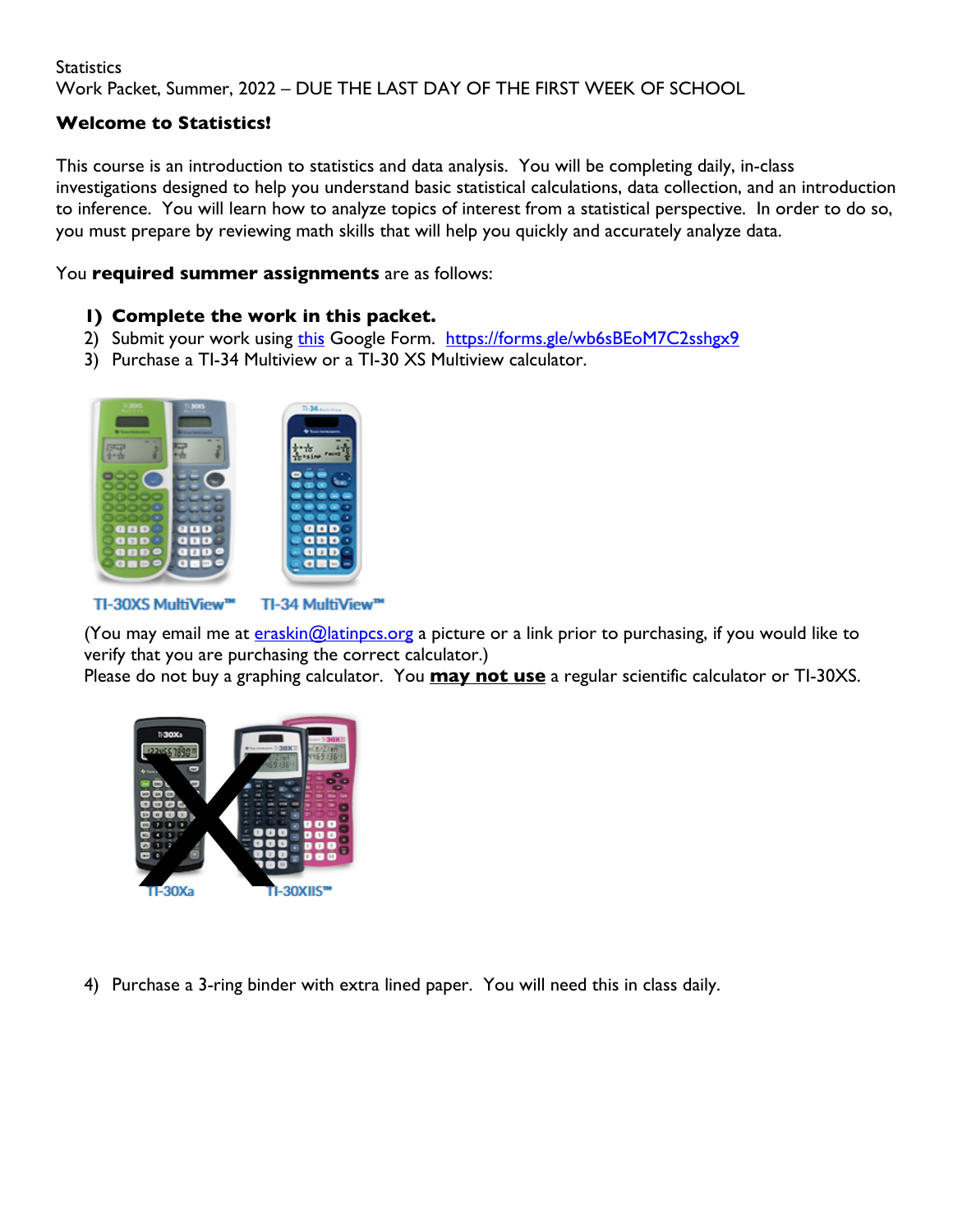Statistics
Work Packet, Summer, 2022 – DUE THE LAST DAY OF THE FIRST WEEK OF SCHOOL

**Welcome to Statistics!**

This course is an introduction to statistics and data analysis. You will be completing daily, in-class investigations designed to help you understand basic statistical calculations, data collection, and an introduction to inference. You will learn how to analyze topics of interest from a statistical perspective. In order to do so, you must prepare by reviewing math skills that will help you quickly and accurately analyze data.

You **required summer assignments** are as follows:

1) **Complete the work in this packet.**
2) Submit your work using this Google Form. https://forms.gle/wb6sBEoM7C2sshgx9
3) Purchase a TI-34 Multiview or a TI-30 XS Multiview calculator.

TI-30XS MultiView™ TI-34 MultiView™

(You may email me at eraskin@latinpcs.org a picture or a link prior to purchasing, if you would like to verify that you are purchasing the correct calculator.)
Please do not buy a graphing calculator. You **may not use** a regular scientific calculator or TI-30XS.

TI-30Xa TI-30XIIS™

4) Purchase a 3-ring binder with extra lined paper. You will need this in class daily.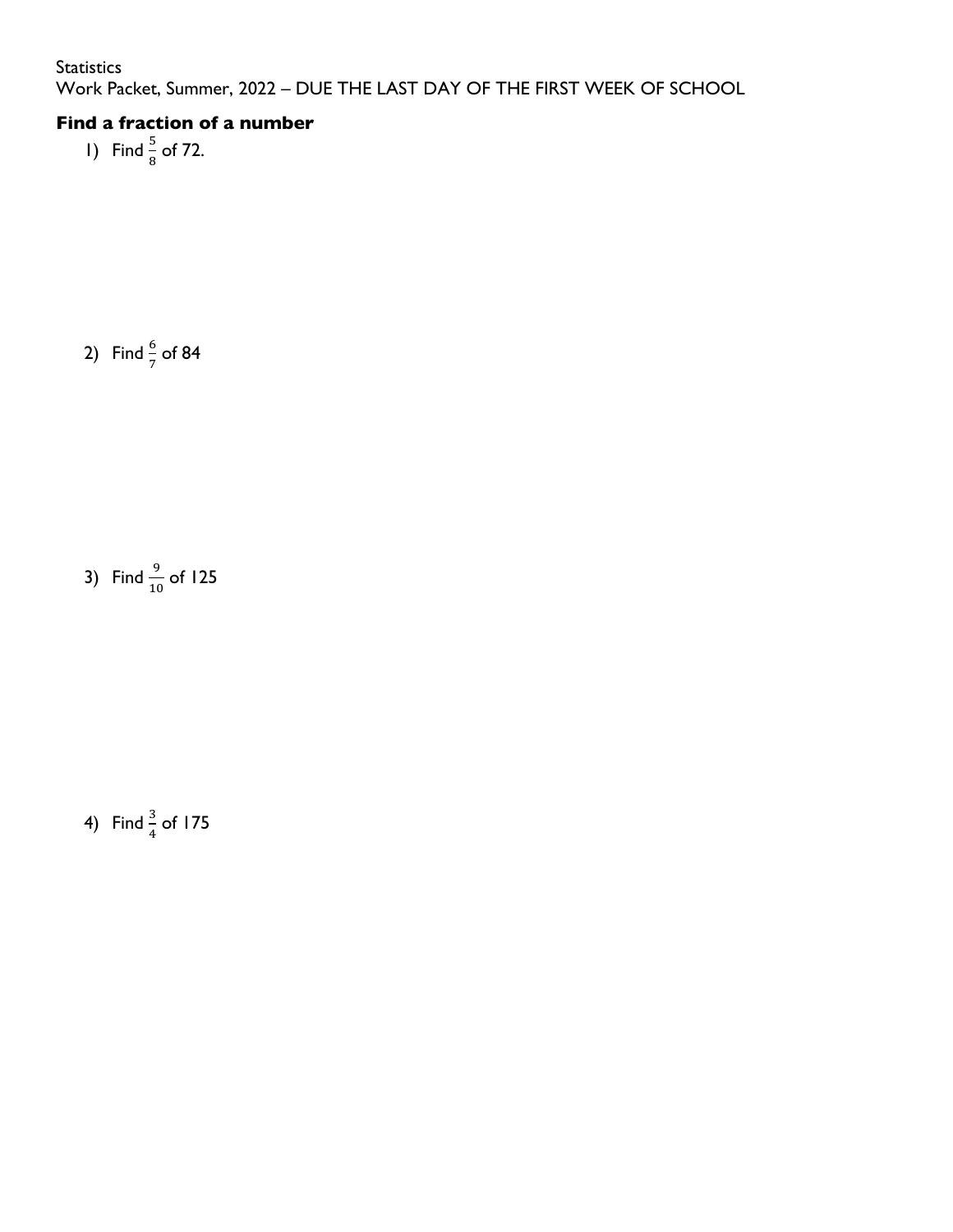Statistics
Work Packet, Summer, 2022 – DUE THE LAST DAY OF THE FIRST WEEK OF SCHOOL

### Find a fraction of a number

1) Find $\frac{5}{8}$ of 72.

2) Find $\frac{6}{7}$ of 84

3) Find $\frac{9}{10}$ of 125

4) Find $\frac{3}{4}$ of 175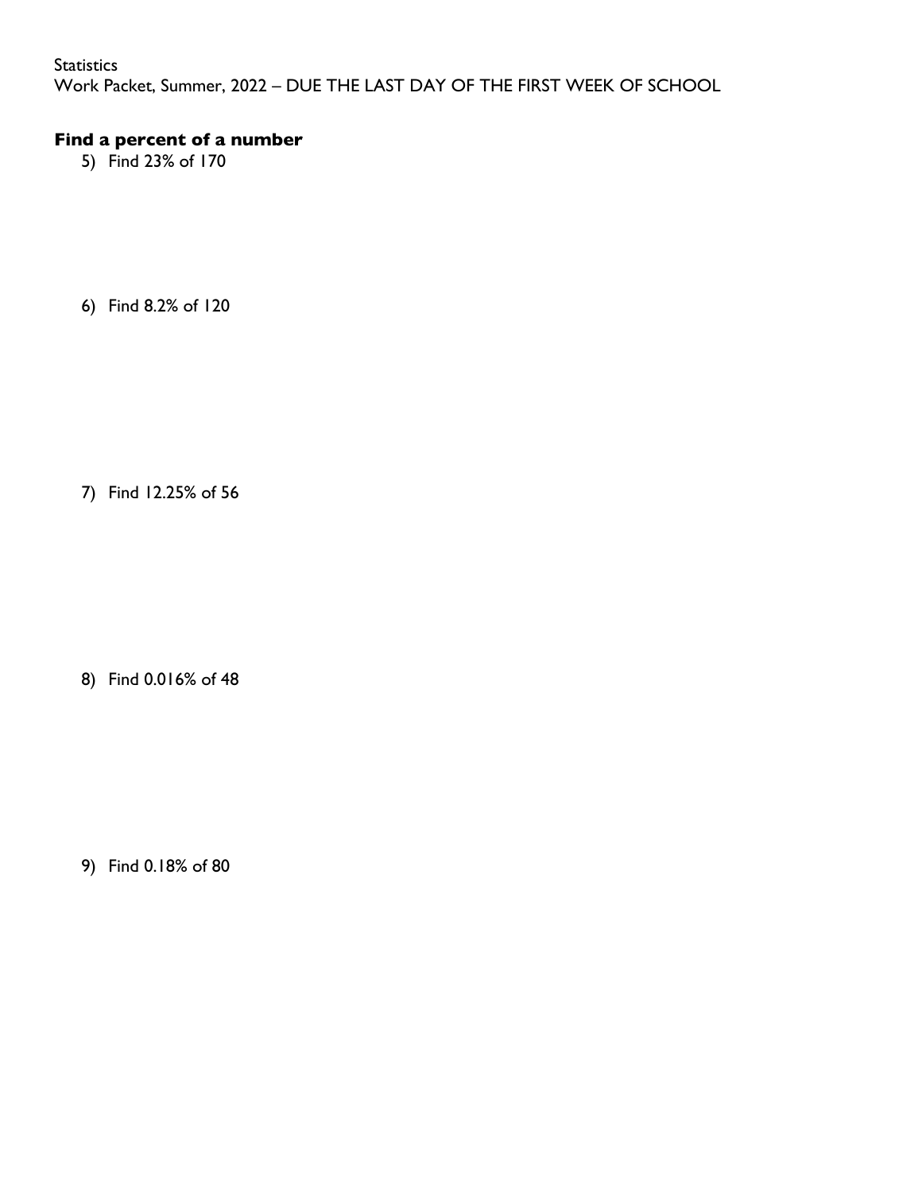Statistics

Work Packet, Summer, 2022 – DUE THE LAST DAY OF THE FIRST WEEK OF SCHOOL

## Find a percent of a number

5) Find 23% of 170

6) Find 8.2% of 120

7) Find 12.25% of 56

8) Find 0.016% of 48

9) Find 0.18% of 80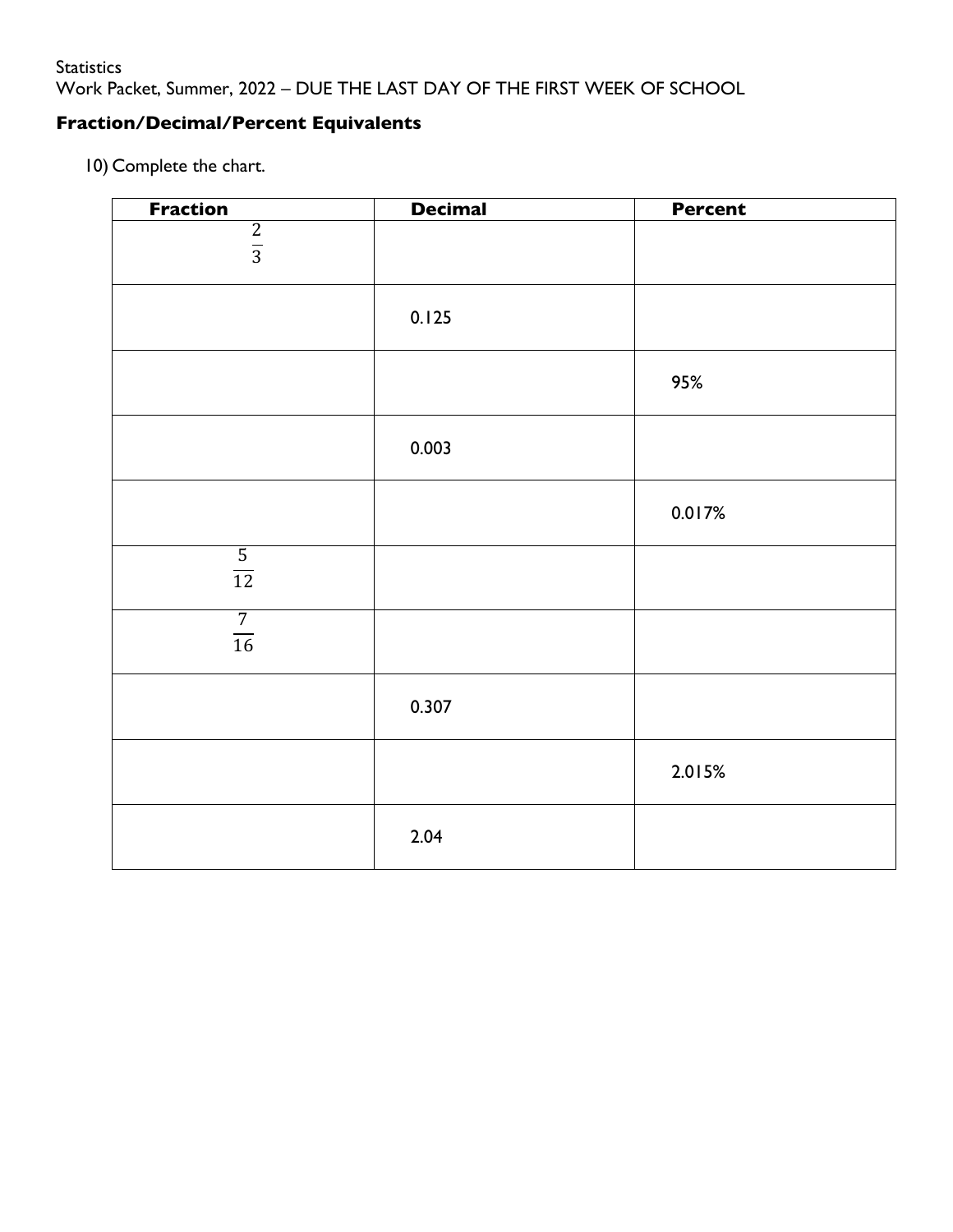Statistics
Work Packet, Summer, 2022 – DUE THE LAST DAY OF THE FIRST WEEK OF SCHOOL

## Fraction/Decimal/Percent Equivalents

10) Complete the chart.

| Fraction | Decimal | Percent |
|---|---|---|
| $\frac{2}{3}$ | | |
| | 0.125 | |
| | | 95% |
| | 0.003 | |
| | | 0.017% |
| $\frac{5}{12}$ | | |
| $\frac{7}{16}$ | | |
| | 0.307 | |
| | | 2.015% |
| | 2.04 | |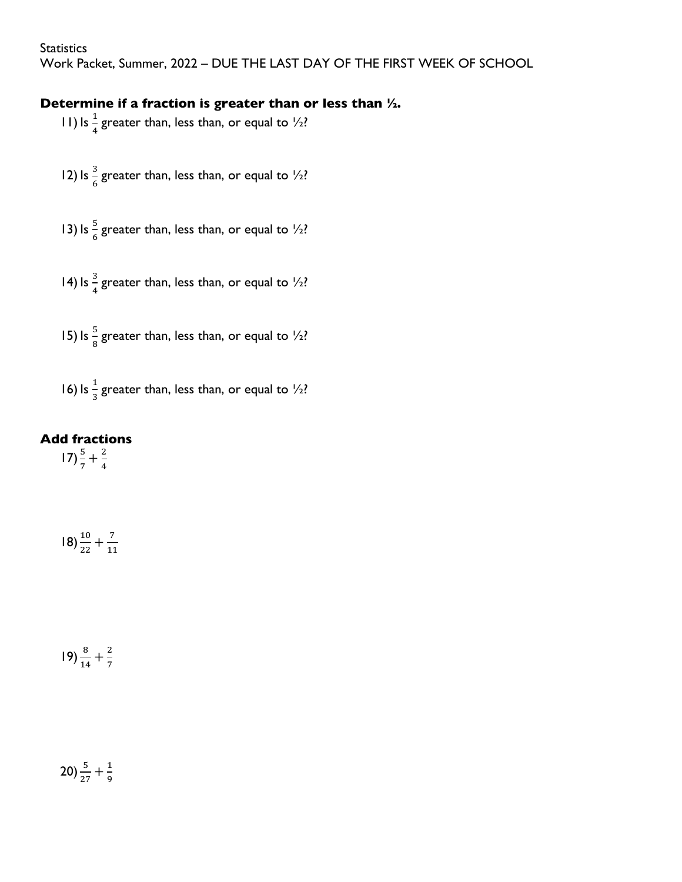Statistics
Work Packet, Summer, 2022 – DUE THE LAST DAY OF THE FIRST WEEK OF SCHOOL

### Determine if a fraction is greater than or less than ½.

11) Is $\frac{1}{4}$ greater than, less than, or equal to ½?

12) Is $\frac{3}{6}$ greater than, less than, or equal to ½?

13) Is $\frac{5}{6}$ greater than, less than, or equal to ½?

14) Is $\frac{3}{4}$ greater than, less than, or equal to ½?

15) Is $\frac{5}{8}$ greater than, less than, or equal to ½?

16) Is $\frac{1}{3}$ greater than, less than, or equal to ½?

### Add fractions

17) $\frac{5}{7} + \frac{2}{4}$

18) $\frac{10}{22} + \frac{7}{11}$

19) $\frac{8}{14} + \frac{2}{7}$

20) $\frac{5}{27} + \frac{1}{9}$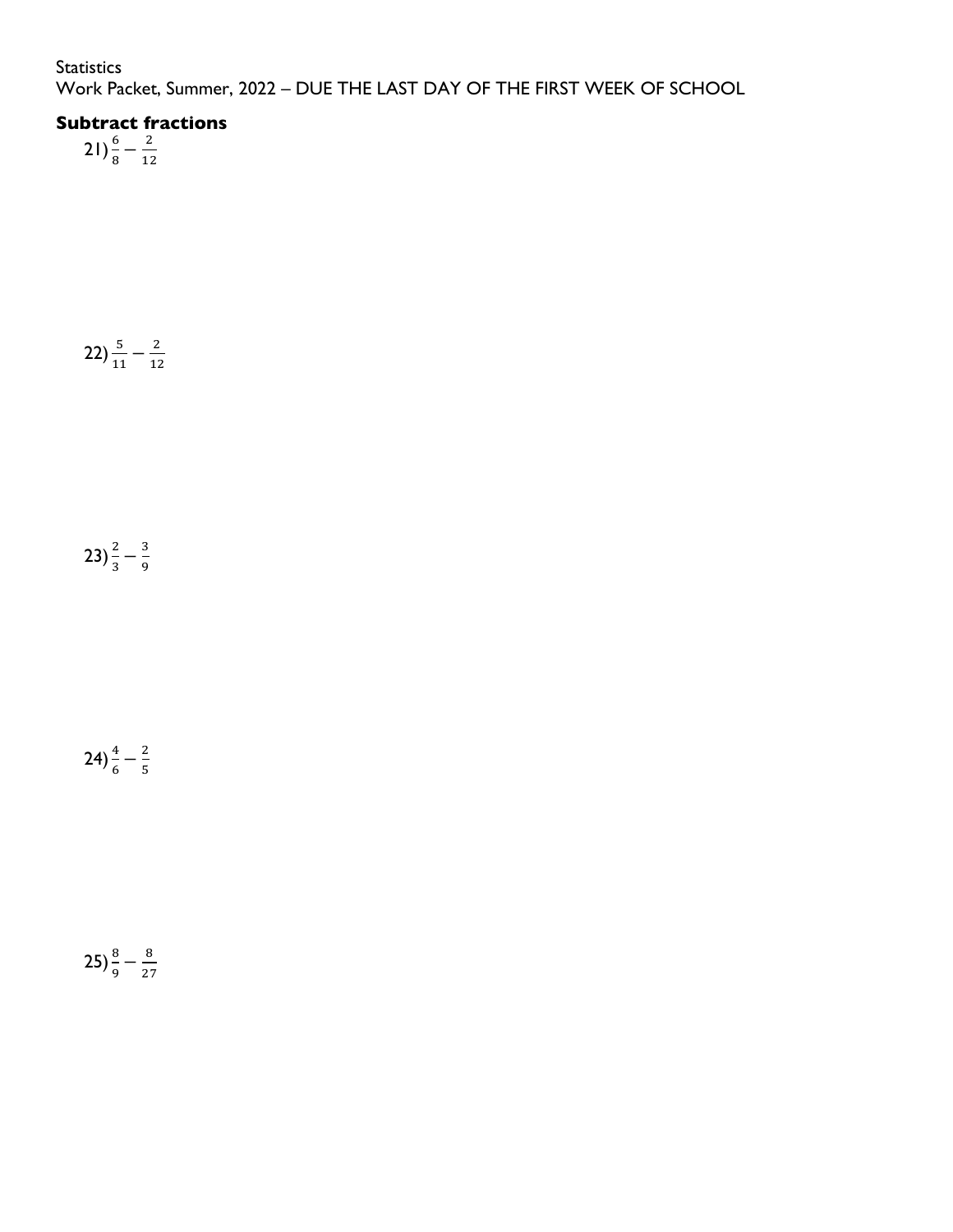Statistics

Work Packet, Summer, 2022 – DUE THE LAST DAY OF THE FIRST WEEK OF SCHOOL

## Subtract fractions

21) $\frac{6}{8}-\frac{2}{12}$

22) $\frac{5}{11}-\frac{2}{12}$

23) $\frac{2}{3}-\frac{3}{9}$

24) $\frac{4}{6}-\frac{2}{5}$

25) $\frac{8}{9}-\frac{8}{27}$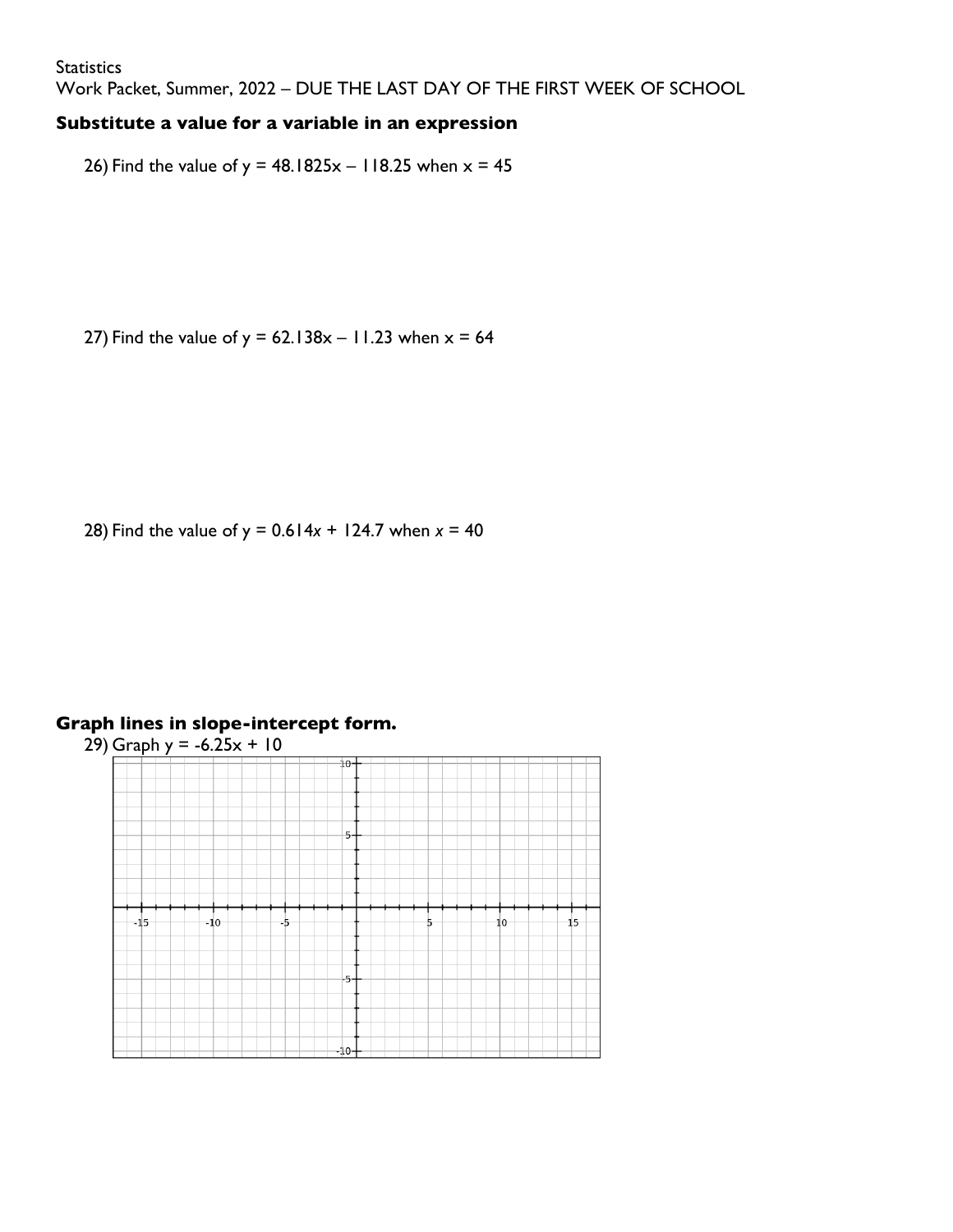Statistics

Work Packet, Summer, 2022 – DUE THE LAST DAY OF THE FIRST WEEK OF SCHOOL

### Substitute a value for a variable in an expression

26) Find the value of $y = 48.1825x - 118.25$ when $x = 45$

27) Find the value of $y = 62.138x - 11.23$ when $x = 64$

28) Find the value of $y = 0.614x + 124.7$ when $x = 40$

### Graph lines in slope-intercept form.

29) Graph $y = -6.25x + 10$

10

5

-15

-10

-5

5

10

15

-5

-10